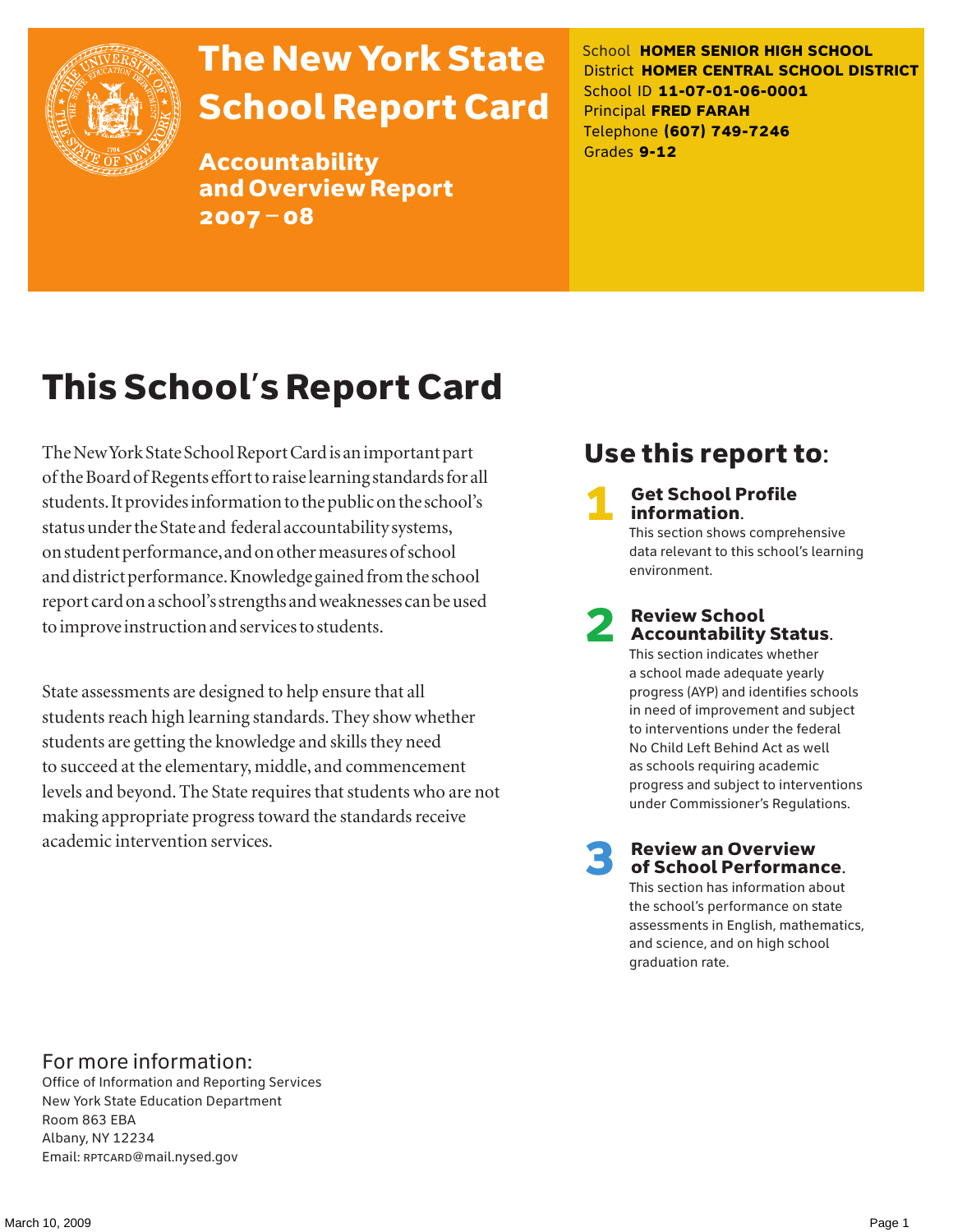# The New York State School Report Card

## Accountability and Overview Report 2007–08

School **HOMER SENIOR HIGH SCHOOL**
District **HOMER CENTRAL SCHOOL DISTRICT**
School ID **11-07-01-06-0001**
Principal **FRED FARAH**
Telephone **(607) 749-7246**
Grades **9-12**

# This School's Report Card

The New York State School Report Card is an important part of the Board of Regents effort to raise learning standards for all students. It provides information to the public on the school's status under the State and federal accountability systems, on student performance, and on other measures of school and district performance. Knowledge gained from the school report card on a school's strengths and weaknesses can be used to improve instruction and services to students.

State assessments are designed to help ensure that all students reach high learning standards. They show whether students are getting the knowledge and skills they need to succeed at the elementary, middle, and commencement levels and beyond. The State requires that students who are not making appropriate progress toward the standards receive academic intervention services.

## Use this report to:

**1 Get School Profile information.**
This section shows comprehensive data relevant to this school's learning environment.

**2 Review School Accountability Status.**
This section indicates whether a school made adequate yearly progress (AYP) and identifies schools in need of improvement and subject to interventions under the federal No Child Left Behind Act as well as schools requiring academic progress and subject to interventions under Commissioner's Regulations.

**3 Review an Overview of School Performance.**
This section has information about the school's performance on state assessments in English, mathematics, and science, and on high school graduation rate.

For more information:
Office of Information and Reporting Services
New York State Education Department
Room 863 EBA
Albany, NY 12234
Email: RPTCARD@mail.nysed.gov

March 10, 2009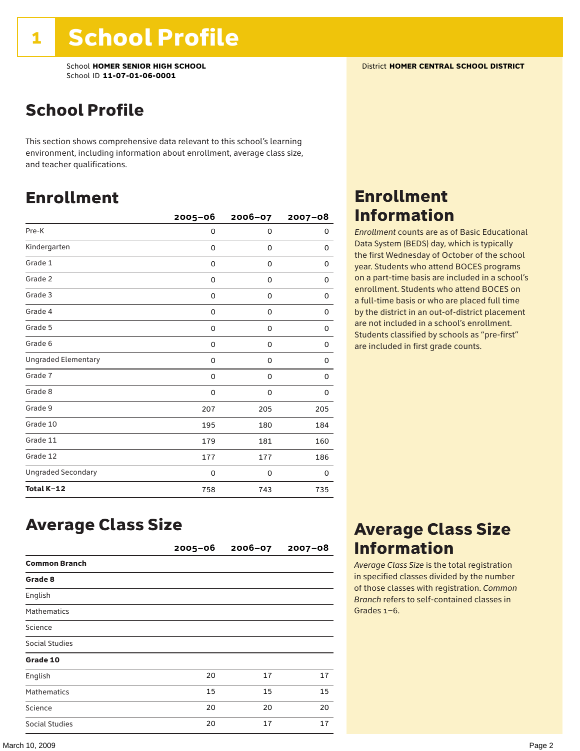# 1 School Profile

School **HOMER SENIOR HIGH SCHOOL**
School ID **11-07-01-06-0001**

District **HOMER CENTRAL SCHOOL DISTRICT**

## School Profile

This section shows comprehensive data relevant to this school's learning environment, including information about enrollment, average class size, and teacher qualifications.

## Enrollment

| | 2005–06 | 2006–07 | 2007–08 |
|---|---|---|---|
| Pre-K | 0 | 0 | 0 |
| Kindergarten | 0 | 0 | 0 |
| Grade 1 | 0 | 0 | 0 |
| Grade 2 | 0 | 0 | 0 |
| Grade 3 | 0 | 0 | 0 |
| Grade 4 | 0 | 0 | 0 |
| Grade 5 | 0 | 0 | 0 |
| Grade 6 | 0 | 0 | 0 |
| Ungraded Elementary | 0 | 0 | 0 |
| Grade 7 | 0 | 0 | 0 |
| Grade 8 | 0 | 0 | 0 |
| Grade 9 | 207 | 205 | 205 |
| Grade 10 | 195 | 180 | 184 |
| Grade 11 | 179 | 181 | 160 |
| Grade 12 | 177 | 177 | 186 |
| Ungraded Secondary | 0 | 0 | 0 |
| **Total K–12** | 758 | 743 | 735 |

## Enrollment Information

*Enrollment* counts are as of Basic Educational Data System (BEDS) day, which is typically the first Wednesday of October of the school year. Students who attend BOCES programs on a part-time basis are included in a school's enrollment. Students who attend BOCES on a full-time basis or who are placed full time by the district in an out-of-district placement are not included in a school's enrollment. Students classified by schools as "pre-first" are included in first grade counts.

## Average Class Size

| | 2005–06 | 2006–07 | 2007–08 |
|---|---|---|---|
| **Common Branch** | | | |
| **Grade 8** | | | |
| English | | | |
| Mathematics | | | |
| Science | | | |
| Social Studies | | | |
| **Grade 10** | | | |
| English | 20 | 17 | 17 |
| Mathematics | 15 | 15 | 15 |
| Science | 20 | 20 | 20 |
| Social Studies | 20 | 17 | 17 |

## Average Class Size Information

*Average Class Size* is the total registration in specified classes divided by the number of those classes with registration. *Common Branch* refers to self-contained classes in Grades 1–6.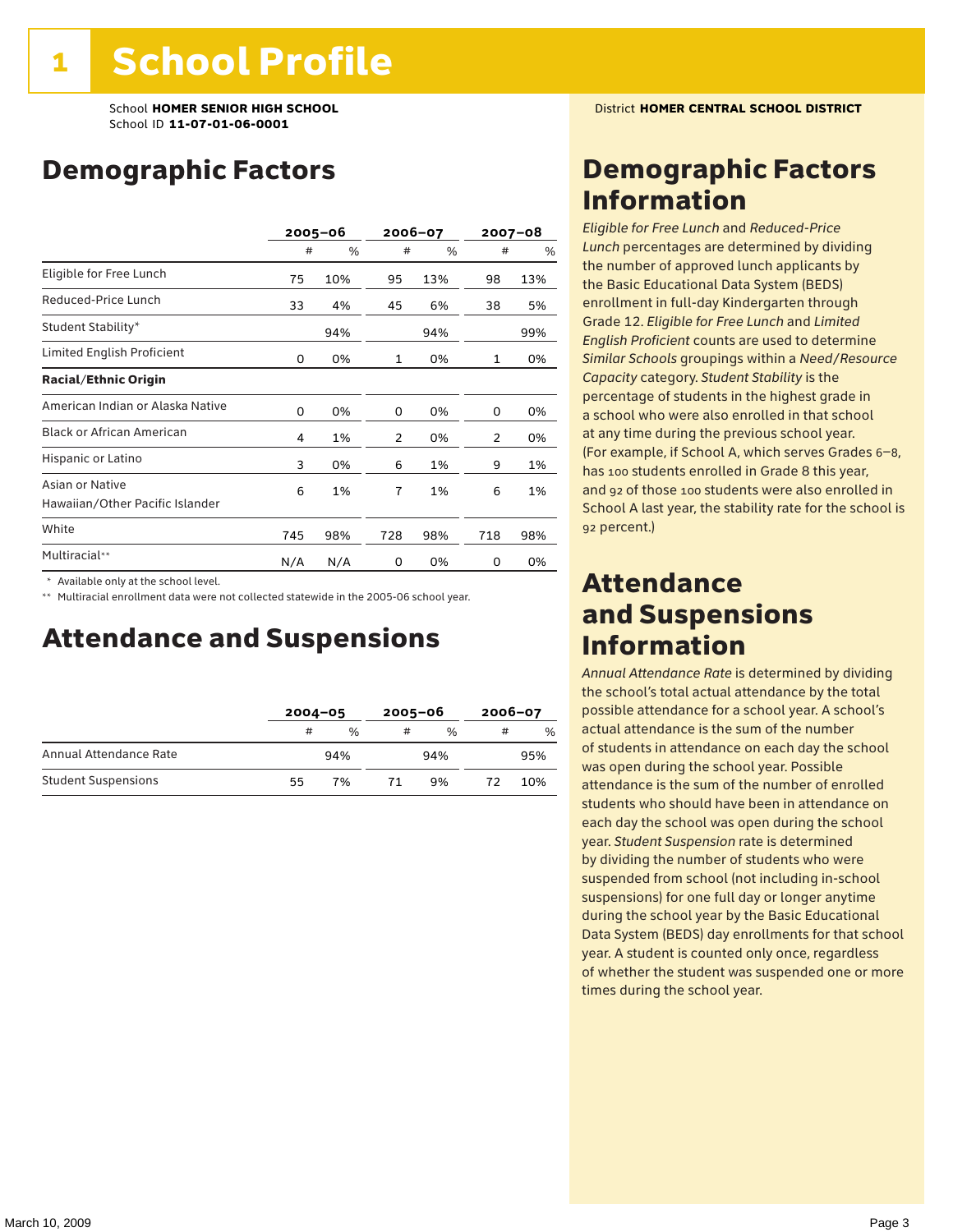# 1 School Profile

School **HOMER SENIOR HIGH SCHOOL**
School ID **11-07-01-06-0001**

District **HOMER CENTRAL SCHOOL DISTRICT**

## Demographic Factors

| | 2005–06 | | 2006–07 | | 2007–08 | |
|---|---|---|---|---|---|---|
| | # | % | # | % | # | % |
| Eligible for Free Lunch | 75 | 10% | 95 | 13% | 98 | 13% |
| Reduced-Price Lunch | 33 | 4% | 45 | 6% | 38 | 5% |
| Student Stability* | | 94% | | 94% | | 99% |
| Limited English Proficient | 0 | 0% | 1 | 0% | 1 | 0% |
| **Racial/Ethnic Origin** | | | | | | |
| American Indian or Alaska Native | 0 | 0% | 0 | 0% | 0 | 0% |
| Black or African American | 4 | 1% | 2 | 0% | 2 | 0% |
| Hispanic or Latino | 3 | 0% | 6 | 1% | 9 | 1% |
| Asian or Native Hawaiian/Other Pacific Islander | 6 | 1% | 7 | 1% | 6 | 1% |
| White | 745 | 98% | 728 | 98% | 718 | 98% |
| Multiracial** | N/A | N/A | 0 | 0% | 0 | 0% |

\* Available only at the school level.

\** Multiracial enrollment data were not collected statewide in the 2005-06 school year.

## Attendance and Suspensions

| | 2004–05 | | 2005–06 | | 2006–07 | |
|---|---|---|---|---|---|---|
| | # | % | # | % | # | % |
| Annual Attendance Rate | | 94% | | 94% | | 95% |
| Student Suspensions | 55 | 7% | 71 | 9% | 72 | 10% |

## Demographic Factors Information

*Eligible for Free Lunch* and *Reduced-Price Lunch* percentages are determined by dividing the number of approved lunch applicants by the Basic Educational Data System (BEDS) enrollment in full-day Kindergarten through Grade 12. *Eligible for Free Lunch* and *Limited English Proficient* counts are used to determine *Similar Schools* groupings within a *Need/Resource Capacity* category. *Student Stability* is the percentage of students in the highest grade in a school who were also enrolled in that school at any time during the previous school year. (For example, if School A, which serves Grades 6–8, has 100 students enrolled in Grade 8 this year, and 92 of those 100 students were also enrolled in School A last year, the stability rate for the school is 92 percent.)

## Attendance and Suspensions Information

*Annual Attendance Rate* is determined by dividing the school's total actual attendance by the total possible attendance for a school year. A school's actual attendance is the sum of the number of students in attendance on each day the school was open during the school year. Possible attendance is the sum of the number of enrolled students who should have been in attendance on each day the school was open during the school year. *Student Suspension* rate is determined by dividing the number of students who were suspended from school (not including in-school suspensions) for one full day or longer anytime during the school year by the Basic Educational Data System (BEDS) day enrollments for that school year. A student is counted only once, regardless of whether the student was suspended one or more times during the school year.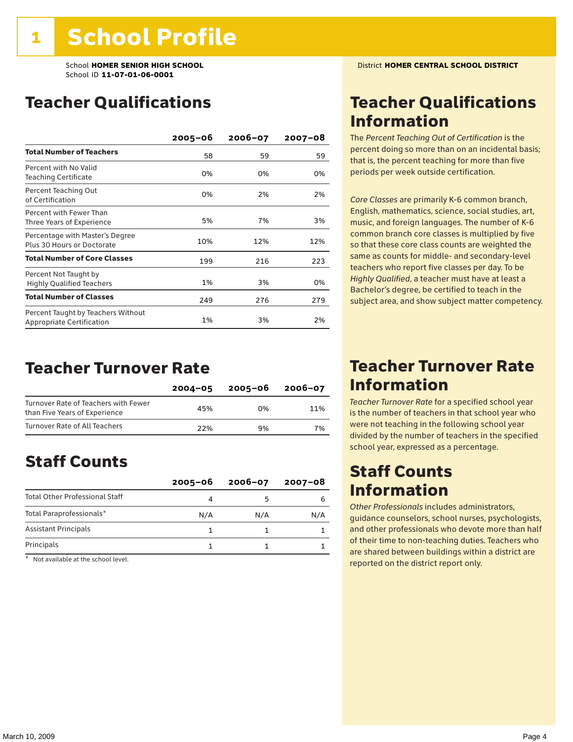# 1 School Profile

School **HOMER SENIOR HIGH SCHOOL**
School ID **11-07-01-06-0001**

District **HOMER CENTRAL SCHOOL DISTRICT**

## Teacher Qualifications

| | 2005–06 | 2006–07 | 2007–08 |
|---|---|---|---|
| **Total Number of Teachers** | 58 | 59 | 59 |
| Percent with No Valid Teaching Certificate | 0% | 0% | 0% |
| Percent Teaching Out of Certification | 0% | 2% | 2% |
| Percent with Fewer Than Three Years of Experience | 5% | 7% | 3% |
| Percentage with Master's Degree Plus 30 Hours or Doctorate | 10% | 12% | 12% |
| **Total Number of Core Classes** | 199 | 216 | 223 |
| Percent Not Taught by Highly Qualified Teachers | 1% | 3% | 0% |
| **Total Number of Classes** | 249 | 276 | 279 |
| Percent Taught by Teachers Without Appropriate Certification | 1% | 3% | 2% |

## Teacher Qualifications Information

The *Percent Teaching Out of Certification* is the percent doing so more than on an incidental basis; that is, the percent teaching for more than five periods per week outside certification.

*Core Classes* are primarily K-6 common branch, English, mathematics, science, social studies, art, music, and foreign languages. The number of K-6 common branch core classes is multiplied by five so that these core class counts are weighted the same as counts for middle- and secondary-level teachers who report five classes per day. To be *Highly Qualified*, a teacher must have at least a Bachelor's degree, be certified to teach in the subject area, and show subject matter competency.

## Teacher Turnover Rate

| | 2004–05 | 2005–06 | 2006–07 |
|---|---|---|---|
| Turnover Rate of Teachers with Fewer than Five Years of Experience | 45% | 0% | 11% |
| Turnover Rate of All Teachers | 22% | 9% | 7% |

## Teacher Turnover Rate Information

*Teacher Turnover Rate* for a specified school year is the number of teachers in that school year who were not teaching in the following school year divided by the number of teachers in the specified school year, expressed as a percentage.

## Staff Counts

| | 2005–06 | 2006–07 | 2007–08 |
|---|---|---|---|
| Total Other Professional Staff | 4 | 5 | 6 |
| Total Paraprofessionals* | N/A | N/A | N/A |
| Assistant Principals | 1 | 1 | 1 |
| Principals | 1 | 1 | 1 |

\* Not available at the school level.

## Staff Counts Information

*Other Professionals* includes administrators, guidance counselors, school nurses, psychologists, and other professionals who devote more than half of their time to non-teaching duties. Teachers who are shared between buildings within a district are reported on the district report only.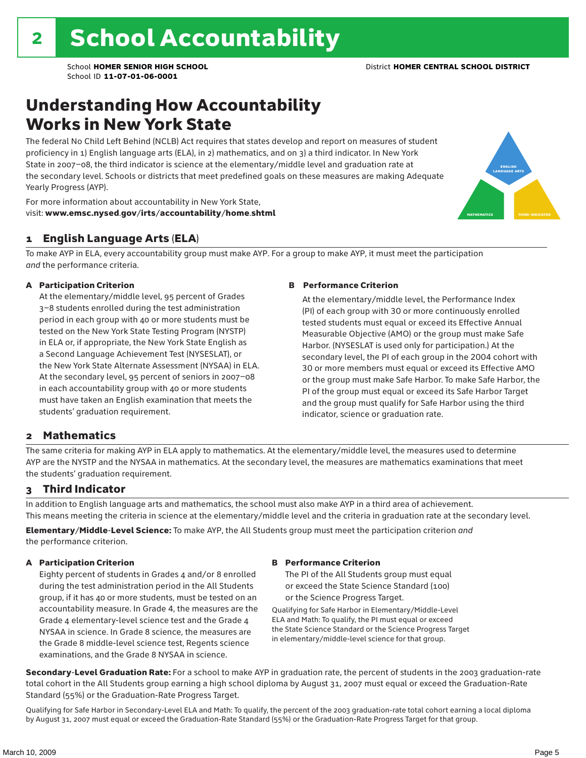# 2 School Accountability

School **HOMER SENIOR HIGH SCHOOL**
School ID **11-07-01-06-0001**
District **HOMER CENTRAL SCHOOL DISTRICT**

## Understanding How Accountability Works in New York State

The federal No Child Left Behind (NCLB) Act requires that states develop and report on measures of student proficiency in 1) English language arts (ELA), in 2) mathematics, and on 3) a third indicator. In New York State in 2007–08, the third indicator is science at the elementary/middle level and graduation rate at the secondary level. Schools or districts that meet predefined goals on these measures are making Adequate Yearly Progress (AYP).

For more information about accountability in New York State, visit: **www.emsc.nysed.gov/irts/accountability/home.shtml**

ENGLISH LANGUAGE ARTS

MATHEMATICS

THIRD INDICATOR

### 1 English Language Arts (ELA)

To make AYP in ELA, every accountability group must make AYP. For a group to make AYP, it must meet the participation *and* the performance criteria.

**A Participation Criterion**

At the elementary/middle level, 95 percent of Grades 3–8 students enrolled during the test administration period in each group with 40 or more students must be tested on the New York State Testing Program (NYSTP) in ELA or, if appropriate, the New York State English as a Second Language Achievement Test (NYSESLAT), or the New York State Alternate Assessment (NYSAA) in ELA. At the secondary level, 95 percent of seniors in 2007–08 in each accountability group with 40 or more students must have taken an English examination that meets the students' graduation requirement.

**B Performance Criterion**

At the elementary/middle level, the Performance Index (PI) of each group with 30 or more continuously enrolled tested students must equal or exceed its Effective Annual Measurable Objective (AMO) or the group must make Safe Harbor. (NYSESLAT is used only for participation.) At the secondary level, the PI of each group in the 2004 cohort with 30 or more members must equal or exceed its Effective AMO or the group must make Safe Harbor. To make Safe Harbor, the PI of the group must equal or exceed its Safe Harbor Target and the group must qualify for Safe Harbor using the third indicator, science or graduation rate.

### 2 Mathematics

The same criteria for making AYP in ELA apply to mathematics. At the elementary/middle level, the measures used to determine AYP are the NYSTP and the NYSAA in mathematics. At the secondary level, the measures are mathematics examinations that meet the students' graduation requirement.

### 3 Third Indicator

In addition to English language arts and mathematics, the school must also make AYP in a third area of achievement. This means meeting the criteria in science at the elementary/middle level and the criteria in graduation rate at the secondary level.

**Elementary/Middle-Level Science:** To make AYP, the All Students group must meet the participation criterion *and* the performance criterion.

**A Participation Criterion**

Eighty percent of students in Grades 4 and/or 8 enrolled during the test administration period in the All Students group, if it has 40 or more students, must be tested on an accountability measure. In Grade 4, the measures are the Grade 4 elementary-level science test and the Grade 4 NYSAA in science. In Grade 8 science, the measures are the Grade 8 middle-level science test, Regents science examinations, and the Grade 8 NYSAA in science.

**B Performance Criterion**

The PI of the All Students group must equal or exceed the State Science Standard (100) or the Science Progress Target.

Qualifying for Safe Harbor in Elementary/Middle-Level ELA and Math: To qualify, the PI must equal or exceed the State Science Standard or the Science Progress Target in elementary/middle-level science for that group.

**Secondary-Level Graduation Rate:** For a school to make AYP in graduation rate, the percent of students in the 2003 graduation-rate total cohort in the All Students group earning a high school diploma by August 31, 2007 must equal or exceed the Graduation-Rate Standard (55%) or the Graduation-Rate Progress Target.

Qualifying for Safe Harbor in Secondary-Level ELA and Math: To qualify, the percent of the 2003 graduation-rate total cohort earning a local diploma by August 31, 2007 must equal or exceed the Graduation-Rate Standard (55%) or the Graduation-Rate Progress Target for that group.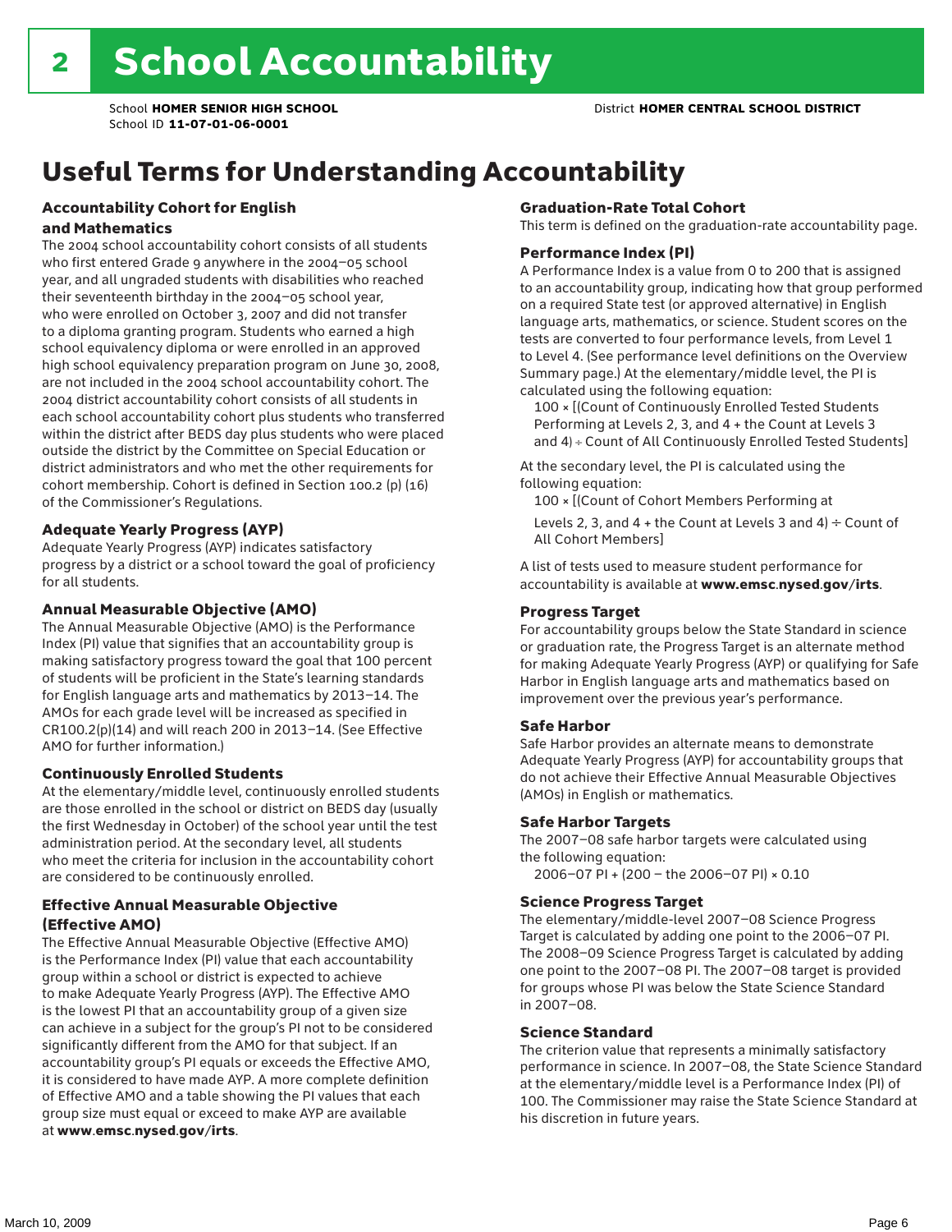# 2 School Accountability

School **HOMER SENIOR HIGH SCHOOL** District **HOMER CENTRAL SCHOOL DISTRICT**
School ID **11-07-01-06-0001**

## Useful Terms for Understanding Accountability

### Accountability Cohort for English and Mathematics

The 2004 school accountability cohort consists of all students who first entered Grade 9 anywhere in the 2004–05 school year, and all ungraded students with disabilities who reached their seventeenth birthday in the 2004–05 school year, who were enrolled on October 3, 2007 and did not transfer to a diploma granting program. Students who earned a high school equivalency diploma or were enrolled in an approved high school equivalency preparation program on June 30, 2008, are not included in the 2004 school accountability cohort. The 2004 district accountability cohort consists of all students in each school accountability cohort plus students who transferred within the district after BEDS day plus students who were placed outside the district by the Committee on Special Education or district administrators and who met the other requirements for cohort membership. Cohort is defined in Section 100.2 (p) (16) of the Commissioner's Regulations.

### Adequate Yearly Progress (AYP)

Adequate Yearly Progress (AYP) indicates satisfactory progress by a district or a school toward the goal of proficiency for all students.

### Annual Measurable Objective (AMO)

The Annual Measurable Objective (AMO) is the Performance Index (PI) value that signifies that an accountability group is making satisfactory progress toward the goal that 100 percent of students will be proficient in the State's learning standards for English language arts and mathematics by 2013–14. The AMOs for each grade level will be increased as specified in CR100.2(p)(14) and will reach 200 in 2013–14. (See Effective AMO for further information.)

### Continuously Enrolled Students

At the elementary/middle level, continuously enrolled students are those enrolled in the school or district on BEDS day (usually the first Wednesday in October) of the school year until the test administration period. At the secondary level, all students who meet the criteria for inclusion in the accountability cohort are considered to be continuously enrolled.

### Effective Annual Measurable Objective (Effective AMO)

The Effective Annual Measurable Objective (Effective AMO) is the Performance Index (PI) value that each accountability group within a school or district is expected to achieve to make Adequate Yearly Progress (AYP). The Effective AMO is the lowest PI that an accountability group of a given size can achieve in a subject for the group's PI not to be considered significantly different from the AMO for that subject. If an accountability group's PI equals or exceeds the Effective AMO, it is considered to have made AYP. A more complete definition of Effective AMO and a table showing the PI values that each group size must equal or exceed to make AYP are available at **www.emsc.nysed.gov/irts**.

### Graduation-Rate Total Cohort

This term is defined on the graduation-rate accountability page.

### Performance Index (PI)

A Performance Index is a value from 0 to 200 that is assigned to an accountability group, indicating how that group performed on a required State test (or approved alternative) in English language arts, mathematics, or science. Student scores on the tests are converted to four performance levels, from Level 1 to Level 4. (See performance level definitions on the Overview Summary page.) At the elementary/middle level, the PI is calculated using the following equation:

100 × [(Count of Continuously Enrolled Tested Students Performing at Levels 2, 3, and 4 + the Count at Levels 3 and 4) ÷ Count of All Continuously Enrolled Tested Students]

At the secondary level, the PI is calculated using the following equation:

100 × [(Count of Cohort Members Performing at Levels 2, 3, and 4 + the Count at Levels 3 and 4) ÷ Count of All Cohort Members]

A list of tests used to measure student performance for accountability is available at **www.emsc.nysed.gov/irts**.

### Progress Target

For accountability groups below the State Standard in science or graduation rate, the Progress Target is an alternate method for making Adequate Yearly Progress (AYP) or qualifying for Safe Harbor in English language arts and mathematics based on improvement over the previous year's performance.

### Safe Harbor

Safe Harbor provides an alternate means to demonstrate Adequate Yearly Progress (AYP) for accountability groups that do not achieve their Effective Annual Measurable Objectives (AMOs) in English or mathematics.

### Safe Harbor Targets

The 2007–08 safe harbor targets were calculated using the following equation:

2006–07 PI + (200 – the 2006–07 PI) × 0.10

### Science Progress Target

The elementary/middle-level 2007–08 Science Progress Target is calculated by adding one point to the 2006–07 PI. The 2008–09 Science Progress Target is calculated by adding one point to the 2007–08 PI. The 2007–08 target is provided for groups whose PI was below the State Science Standard in 2007–08.

### Science Standard

The criterion value that represents a minimally satisfactory performance in science. In 2007–08, the State Science Standard at the elementary/middle level is a Performance Index (PI) of 100. The Commissioner may raise the State Science Standard at his discretion in future years.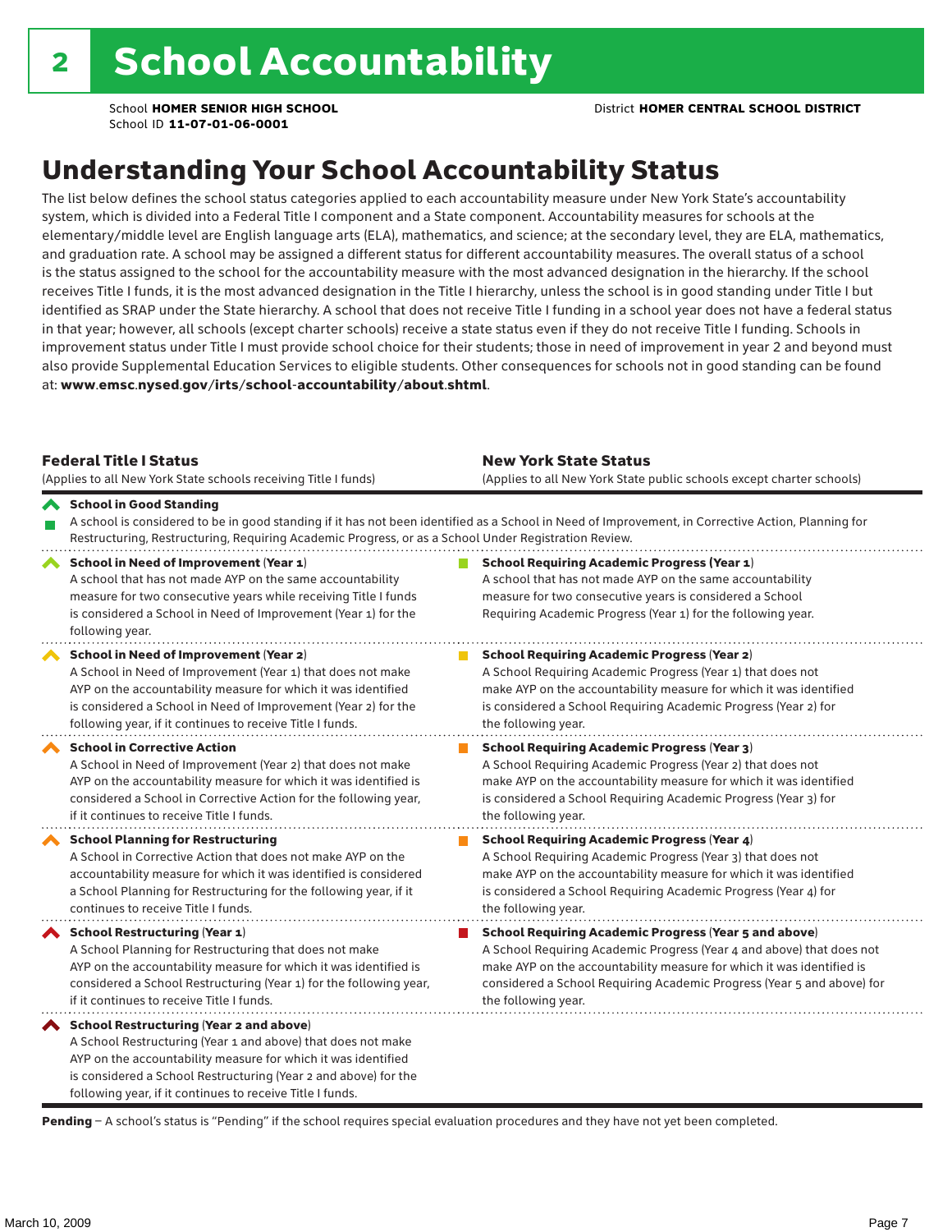# 2 School Accountability

School **HOMER SENIOR HIGH SCHOOL**
School ID **11-07-01-06-0001**

District **HOMER CENTRAL SCHOOL DISTRICT**

## Understanding Your School Accountability Status

The list below defines the school status categories applied to each accountability measure under New York State's accountability system, which is divided into a Federal Title I component and a State component. Accountability measures for schools at the elementary/middle level are English language arts (ELA), mathematics, and science; at the secondary level, they are ELA, mathematics, and graduation rate. A school may be assigned a different status for different accountability measures. The overall status of a school is the status assigned to the school for the accountability measure with the most advanced designation in the hierarchy. If the school receives Title I funds, it is the most advanced designation in the Title I hierarchy, unless the school is in good standing under Title I but identified as SRAP under the State hierarchy. A school that does not receive Title I funding in a school year does not have a federal status in that year; however, all schools (except charter schools) receive a state status even if they do not receive Title I funding. Schools in improvement status under Title I must provide school choice for their students; those in need of improvement in year 2 and beyond must also provide Supplemental Education Services to eligible students. Other consequences for schools not in good standing can be found at: **www.emsc.nysed.gov/irts/school-accountability/about.shtml**.

| **Federal Title I Status** (Applies to all New York State schools receiving Title I funds) | **New York State Status** (Applies to all New York State public schools except charter schools) |
|---|---|
| **School in Good Standing** A school is considered to be in good standing if it has not been identified as a School in Need of Improvement, in Corrective Action, Planning for Restructuring, Restructuring, Requiring Academic Progress, or as a School Under Registration Review. | |
| **School in Need of Improvement (Year 1)** A school that has not made AYP on the same accountability measure for two consecutive years while receiving Title I funds is considered a School in Need of Improvement (Year 1) for the following year. | **School Requiring Academic Progress (Year 1)** A school that has not made AYP on the same accountability measure for two consecutive years is considered a School Requiring Academic Progress (Year 1) for the following year. |
| **School in Need of Improvement (Year 2)** A School in Need of Improvement (Year 1) that does not make AYP on the accountability measure for which it was identified is considered a School in Need of Improvement (Year 2) for the following year, if it continues to receive Title I funds. | **School Requiring Academic Progress (Year 2)** A School Requiring Academic Progress (Year 1) that does not make AYP on the accountability measure for which it was identified is considered a School Requiring Academic Progress (Year 2) for the following year. |
| **School in Corrective Action** A School in Need of Improvement (Year 2) that does not make AYP on the accountability measure for which it was identified is considered a School in Corrective Action for the following year, if it continues to receive Title I funds. | **School Requiring Academic Progress (Year 3)** A School Requiring Academic Progress (Year 2) that does not make AYP on the accountability measure for which it was identified is considered a School Requiring Academic Progress (Year 3) for the following year. |
| **School Planning for Restructuring** A School in Corrective Action that does not make AYP on the accountability measure for which it was identified is considered a School Planning for Restructuring for the following year, if it continues to receive Title I funds. | **School Requiring Academic Progress (Year 4)** A School Requiring Academic Progress (Year 3) that does not make AYP on the accountability measure for which it was identified is considered a School Requiring Academic Progress (Year 4) for the following year. |
| **School Restructuring (Year 1)** A School Planning for Restructuring that does not make AYP on the accountability measure for which it was identified is considered a School Restructuring (Year 1) for the following year, if it continues to receive Title I funds. | **School Requiring Academic Progress (Year 5 and above)** A School Requiring Academic Progress (Year 4 and above) that does not make AYP on the accountability measure for which it was identified is considered a School Requiring Academic Progress (Year 5 and above) for the following year. |
| **School Restructuring (Year 2 and above)** A School Restructuring (Year 1 and above) that does not make AYP on the accountability measure for which it was identified is considered a School Restructuring (Year 2 and above) for the following year, if it continues to receive Title I funds. | |

**Pending** – A school's status is "Pending" if the school requires special evaluation procedures and they have not yet been completed.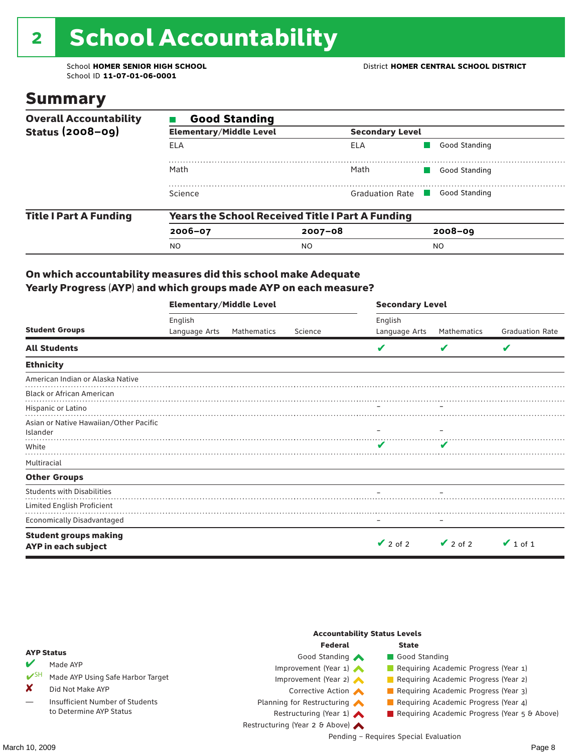# 2 School Accountability

School **HOMER SENIOR HIGH SCHOOL**
School ID **11-07-01-06-0001**

District **HOMER CENTRAL SCHOOL DISTRICT**

## Summary

| Overall Accountability Status (2008–09) | Good Standing | | | |
|---|---|---|---|---|
| | **Elementary/Middle Level** | | **Secondary Level** | |
| | ELA | | ELA | Good Standing |
| | Math | | Math | Good Standing |
| | Science | | Graduation Rate | Good Standing |

| Title I Part A Funding | Years the School Received Title I Part A Funding | | |
|---|---|---|---|
| | **2006–07** | **2007–08** | **2008–09** |
| | NO | NO | NO |

### On which accountability measures did this school make Adequate Yearly Progress (AYP) and which groups made AYP on each measure?

| Student Groups | Elementary/Middle Level: English Language Arts | Elementary/Middle Level: Mathematics | Elementary/Middle Level: Science | Secondary Level: English Language Arts | Secondary Level: Mathematics | Secondary Level: Graduation Rate |
|---|---|---|---|---|---|---|
| **All Students** | | | | ✔ | ✔ | ✔ |
| **Ethnicity** | | | | | | |
| American Indian or Alaska Native | | | | | | |
| Black or African American | | | | | | |
| Hispanic or Latino | | | | – | – | |
| Asian or Native Hawaiian/Other Pacific Islander | | | | – | – | |
| White | | | | ✔ | ✔ | |
| Multiracial | | | | | | |
| **Other Groups** | | | | | | |
| Students with Disabilities | | | | – | – | |
| Limited English Proficient | | | | | | |
| Economically Disadvantaged | | | | – | – | |
| **Student groups making AYP in each subject** | | | | ✔ 2 of 2 | ✔ 2 of 2 | ✔ 1 of 1 |

**AYP Status**

- ✔ Made AYP
- ✔SH Made AYP Using Safe Harbor Target
- ✘ Did Not Make AYP
- — Insufficient Number of Students to Determine AYP Status

**Accountability Status Levels**

| Federal | State |
|---|---|
| Good Standing | Good Standing |
| Improvement (Year 1) | Requiring Academic Progress (Year 1) |
| Improvement (Year 2) | Requiring Academic Progress (Year 2) |
| Corrective Action | Requiring Academic Progress (Year 3) |
| Planning for Restructuring | Requiring Academic Progress (Year 4) |
| Restructuring (Year 1) | Requiring Academic Progress (Year 5 & Above) |
| Restructuring (Year 2 & Above) | |

Pending – Requires Special Evaluation

March 10, 2009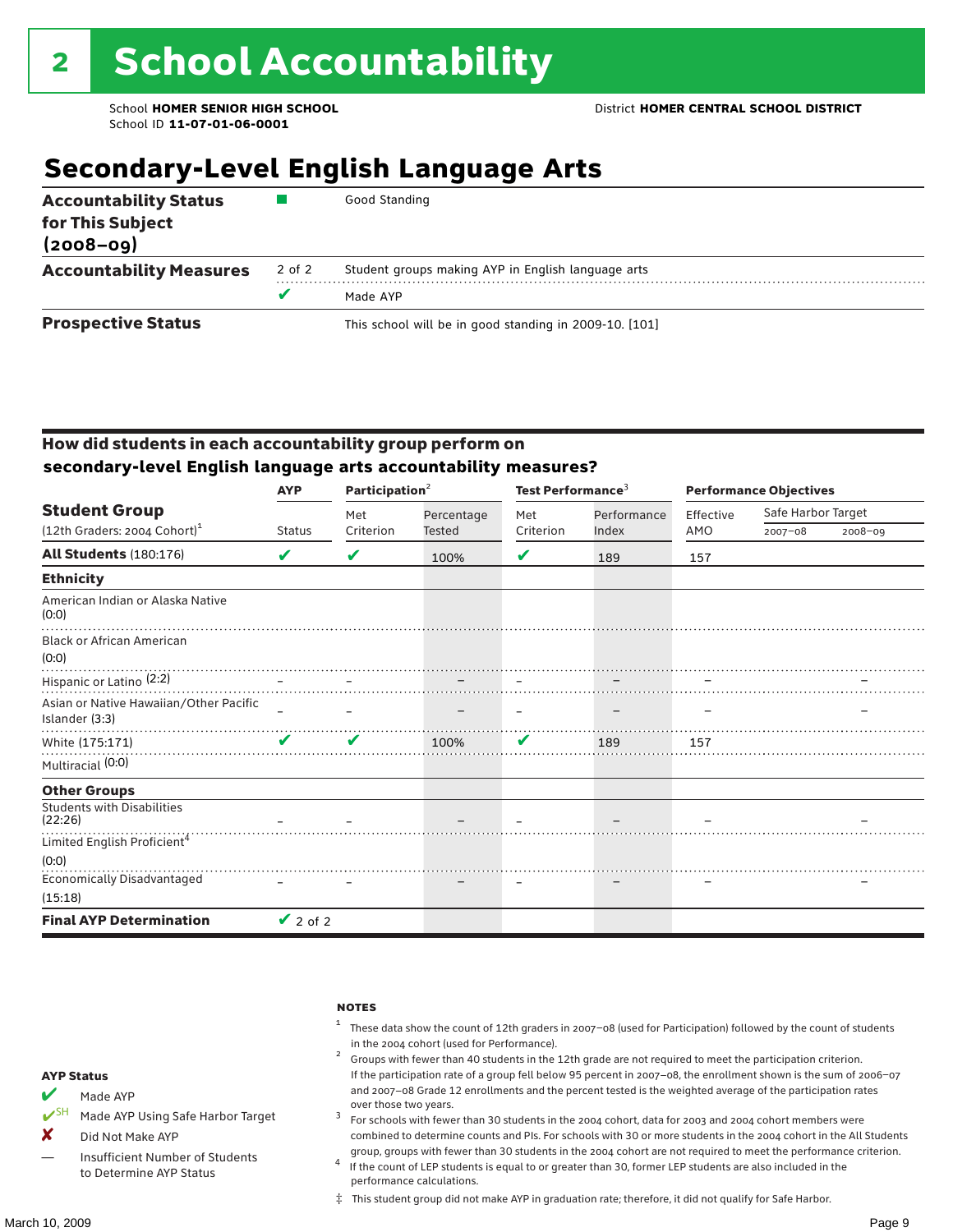# 2 School Accountability

School **HOMER SENIOR HIGH SCHOOL**
School ID **11-07-01-06-0001**

District **HOMER CENTRAL SCHOOL DISTRICT**

## Secondary-Level English Language Arts

| | | |
|---|---|---|
| **Accountability Status for This Subject (2008–09)** | ■ | Good Standing |
| **Accountability Measures** | 2 of 2 | Student groups making AYP in English language arts |
| | ✔ | Made AYP |
| **Prospective Status** | | This school will be in good standing in 2009-10. [101] |

### How did students in each accountability group perform on secondary-level English language arts accountability measures?

| Student Group (12th Graders: 2004 Cohort)[1] | AYP Status | Participation[2] Met Criterion | Participation[2] Percentage Tested | Test Performance[3] Met Criterion | Test Performance[3] Performance Index | Performance Objectives Effective AMO | Safe Harbor Target 2007–08 | Safe Harbor Target 2008–09 |
|---|---|---|---|---|---|---|---|---|
| **All Students** (180:176) | ✔ | ✔ | 100% | ✔ | 189 | 157 | | |
| **Ethnicity** | | | | | | | | |
| American Indian or Alaska Native (0:0) | | | | | | | | |
| Black or African American (0:0) | | | | | | | | |
| Hispanic or Latino (2:2) | – | – | – | – | – | – | | – |
| Asian or Native Hawaiian/Other Pacific Islander (3:3) | – | – | – | – | – | – | | – |
| White (175:171) | ✔ | ✔ | 100% | ✔ | 189 | 157 | | |
| Multiracial (0:0) | | | | | | | | |
| **Other Groups** | | | | | | | | |
| Students with Disabilities (22:26) | – | – | – | – | – | – | | – |
| Limited English Proficient[4] (0:0) | | | | | | | | |
| Economically Disadvantaged (15:18) | – | – | – | – | – | – | | – |
| **Final AYP Determination** | ✔ 2 of 2 | | | | | | | |

**AYP Status**

- ✔ Made AYP
- ✔SH Made AYP Using Safe Harbor Target
- ✘ Did Not Make AYP
- — Insufficient Number of Students to Determine AYP Status

**NOTES**

[1] These data show the count of 12th graders in 2007–08 (used for Participation) followed by the count of students in the 2004 cohort (used for Performance).

[2] Groups with fewer than 40 students in the 12th grade are not required to meet the participation criterion. If the participation rate of a group fell below 95 percent in 2007–08, the enrollment shown is the sum of 2006–07 and 2007–08 Grade 12 enrollments and the percent tested is the weighted average of the participation rates over those two years.

[3] For schools with fewer than 30 students in the 2004 cohort, data for 2003 and 2004 cohort members were combined to determine counts and PIs. For schools with 30 or more students in the 2004 cohort in the All Students group, groups with fewer than 30 students in the 2004 cohort are not required to meet the performance criterion.

[4] If the count of LEP students is equal to or greater than 30, former LEP students are also included in the performance calculations.

‡ This student group did not make AYP in graduation rate; therefore, it did not qualify for Safe Harbor.

March 10, 2009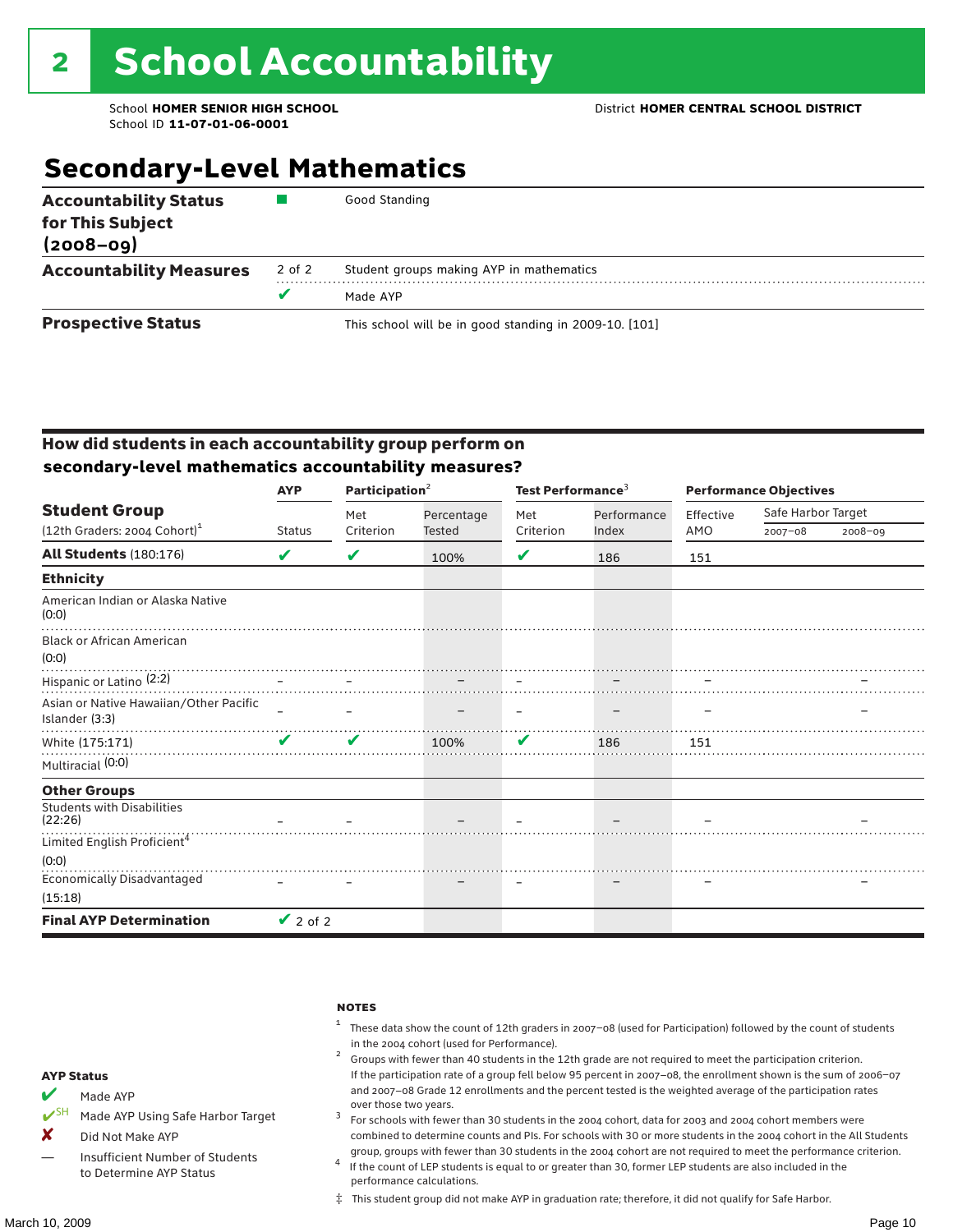# 2 School Accountability

School **HOMER SENIOR HIGH SCHOOL**
School ID **11-07-01-06-0001**

District **HOMER CENTRAL SCHOOL DISTRICT**

## Secondary-Level Mathematics

| | | |
|---|---|---|
| **Accountability Status for This Subject (2008–09)** | ■ | Good Standing |
| **Accountability Measures** | 2 of 2 | Student groups making AYP in mathematics |
| | ✔ | Made AYP |
| **Prospective Status** | | This school will be in good standing in 2009-10. [101] |

### How did students in each accountability group perform on secondary-level mathematics accountability measures?

| Student Group (12th Graders: 2004 Cohort)[1] | AYP Status | Participation[2] Met Criterion | Participation[2] Percentage Tested | Test Performance[3] Met Criterion | Test Performance[3] Performance Index | Performance Objectives Effective AMO | Safe Harbor Target 2007–08 | Safe Harbor Target 2008–09 |
|---|---|---|---|---|---|---|---|---|
| **All Students** (180:176) | ✔ | ✔ | 100% | ✔ | 186 | 151 | | |
| **Ethnicity** | | | | | | | | |
| American Indian or Alaska Native (0:0) | | | | | | | | |
| Black or African American (0:0) | | | | | | | | |
| Hispanic or Latino (2:2) | – | – | – | – | – | – | | – |
| Asian or Native Hawaiian/Other Pacific Islander (3:3) | – | – | – | – | – | – | | – |
| White (175:171) | ✔ | ✔ | 100% | ✔ | 186 | 151 | | |
| Multiracial (0:0) | | | | | | | | |
| **Other Groups** | | | | | | | | |
| Students with Disabilities (22:26) | – | – | – | – | – | – | | – |
| Limited English Proficient[4] (0:0) | | | | | | | | |
| Economically Disadvantaged (15:18) | – | – | – | – | – | – | | – |
| **Final AYP Determination** | ✔ 2 of 2 | | | | | | | |

**AYP Status**

- ✔ Made AYP
- ✔SH Made AYP Using Safe Harbor Target
- ✘ Did Not Make AYP
- — Insufficient Number of Students to Determine AYP Status

**NOTES**

1. These data show the count of 12th graders in 2007–08 (used for Participation) followed by the count of students in the 2004 cohort (used for Performance).
2. Groups with fewer than 40 students in the 12th grade are not required to meet the participation criterion. If the participation rate of a group fell below 95 percent in 2007–08, the enrollment shown is the sum of 2006–07 and 2007–08 Grade 12 enrollments and the percent tested is the weighted average of the participation rates over those two years.
3. For schools with fewer than 30 students in the 2004 cohort, data for 2003 and 2004 cohort members were combined to determine counts and PIs. For schools with 30 or more students in the 2004 cohort in the All Students group, groups with fewer than 30 students in the 2004 cohort are not required to meet the performance criterion.
4. If the count of LEP students is equal to or greater than 30, former LEP students are also included in the performance calculations.

‡ This student group did not make AYP in graduation rate; therefore, it did not qualify for Safe Harbor.

March 10, 2009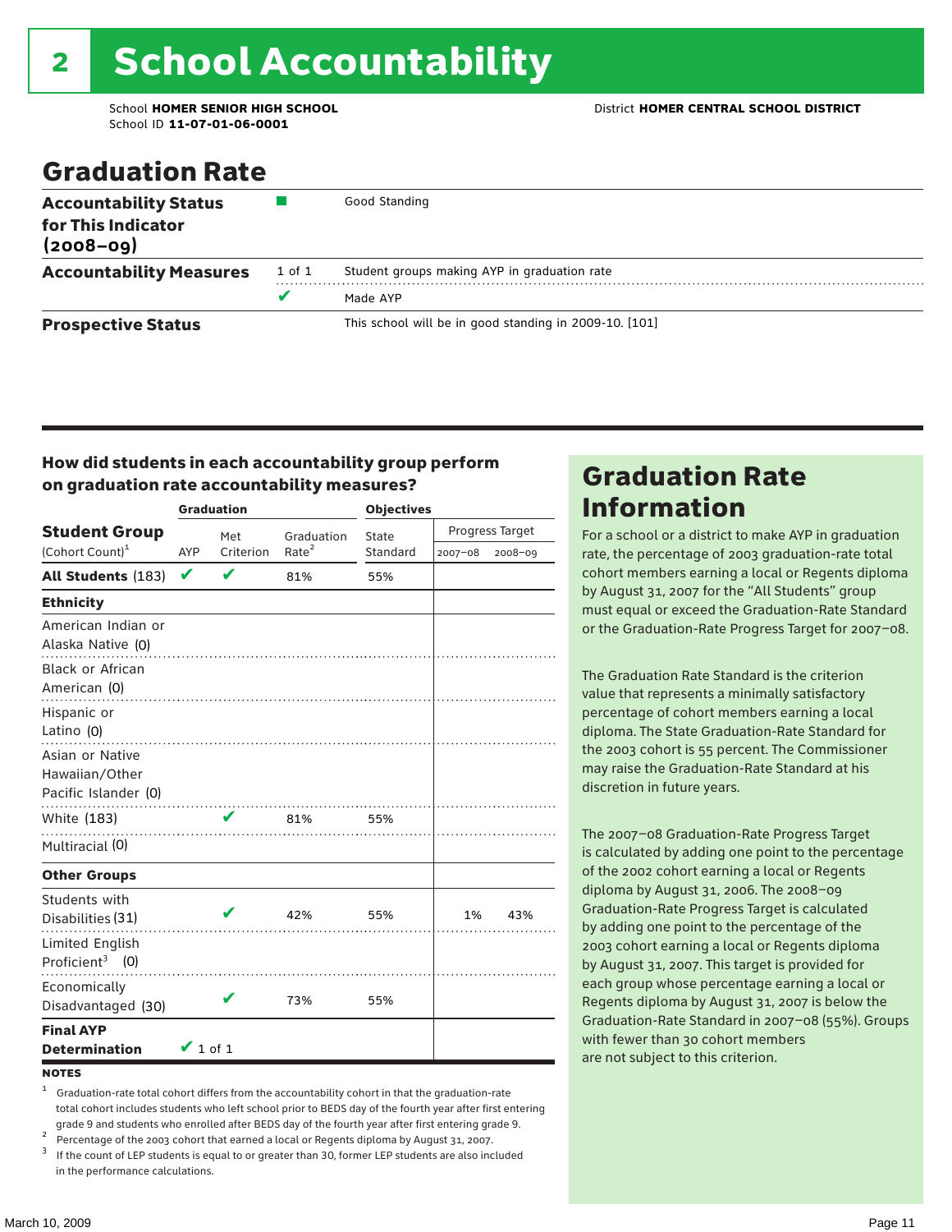# 2 School Accountability

School **HOMER SENIOR HIGH SCHOOL**
School ID **11-07-01-06-0001**

District **HOMER CENTRAL SCHOOL DISTRICT**

## Graduation Rate

| | | |
|---|---|---|
| **Accountability Status for This Indicator (2008–09)** | ■ | Good Standing |
| **Accountability Measures** | 1 of 1 | Student groups making AYP in graduation rate |
| | ✔ | Made AYP |
| **Prospective Status** | | This school will be in good standing in 2009-10. [101] |

### How did students in each accountability group perform on graduation rate accountability measures?

| Student Group (Cohort Count)[1] | Graduation: AYP | Graduation: Met Criterion | Graduation Rate[2] | Objectives: State Standard | Progress Target 2007–08 | Progress Target 2008–09 |
|---|---|---|---|---|---|---|
| **All Students** (183) | ✔ | ✔ | 81% | 55% | | |
| **Ethnicity** | | | | | | |
| American Indian or Alaska Native (0) | | | | | | |
| Black or African American (0) | | | | | | |
| Hispanic or Latino (0) | | | | | | |
| Asian or Native Hawaiian/Other Pacific Islander (0) | | | | | | |
| White (183) | | ✔ | 81% | 55% | | |
| Multiracial (0) | | | | | | |
| **Other Groups** | | | | | | |
| Students with Disabilities (31) | | ✔ | 42% | 55% | 1% | 43% |
| Limited English Proficient[3] (0) | | | | | | |
| Economically Disadvantaged (30) | | ✔ | 73% | 55% | | |
| **Final AYP Determination** | ✔ 1 of 1 | | | | | |

**NOTES**

1 Graduation-rate total cohort differs from the accountability cohort in that the graduation-rate total cohort includes students who left school prior to BEDS day of the fourth year after first entering grade 9 and students who enrolled after BEDS day of the fourth year after first entering grade 9.

2 Percentage of the 2003 cohort that earned a local or Regents diploma by August 31, 2007.

3 If the count of LEP students is equal to or greater than 30, former LEP students are also included in the performance calculations.

## Graduation Rate Information

For a school or a district to make AYP in graduation rate, the percentage of 2003 graduation-rate total cohort members earning a local or Regents diploma by August 31, 2007 for the "All Students" group must equal or exceed the Graduation-Rate Standard or the Graduation-Rate Progress Target for 2007–08.

The Graduation Rate Standard is the criterion value that represents a minimally satisfactory percentage of cohort members earning a local diploma. The State Graduation-Rate Standard for the 2003 cohort is 55 percent. The Commissioner may raise the Graduation-Rate Standard at his discretion in future years.

The 2007–08 Graduation-Rate Progress Target is calculated by adding one point to the percentage of the 2002 cohort earning a local or Regents diploma by August 31, 2006. The 2008–09 Graduation-Rate Progress Target is calculated by adding one point to the percentage of the 2003 cohort earning a local or Regents diploma by August 31, 2007. This target is provided for each group whose percentage earning a local or Regents diploma by August 31, 2007 is below the Graduation-Rate Standard in 2007–08 (55%). Groups with fewer than 30 cohort members are not subject to this criterion.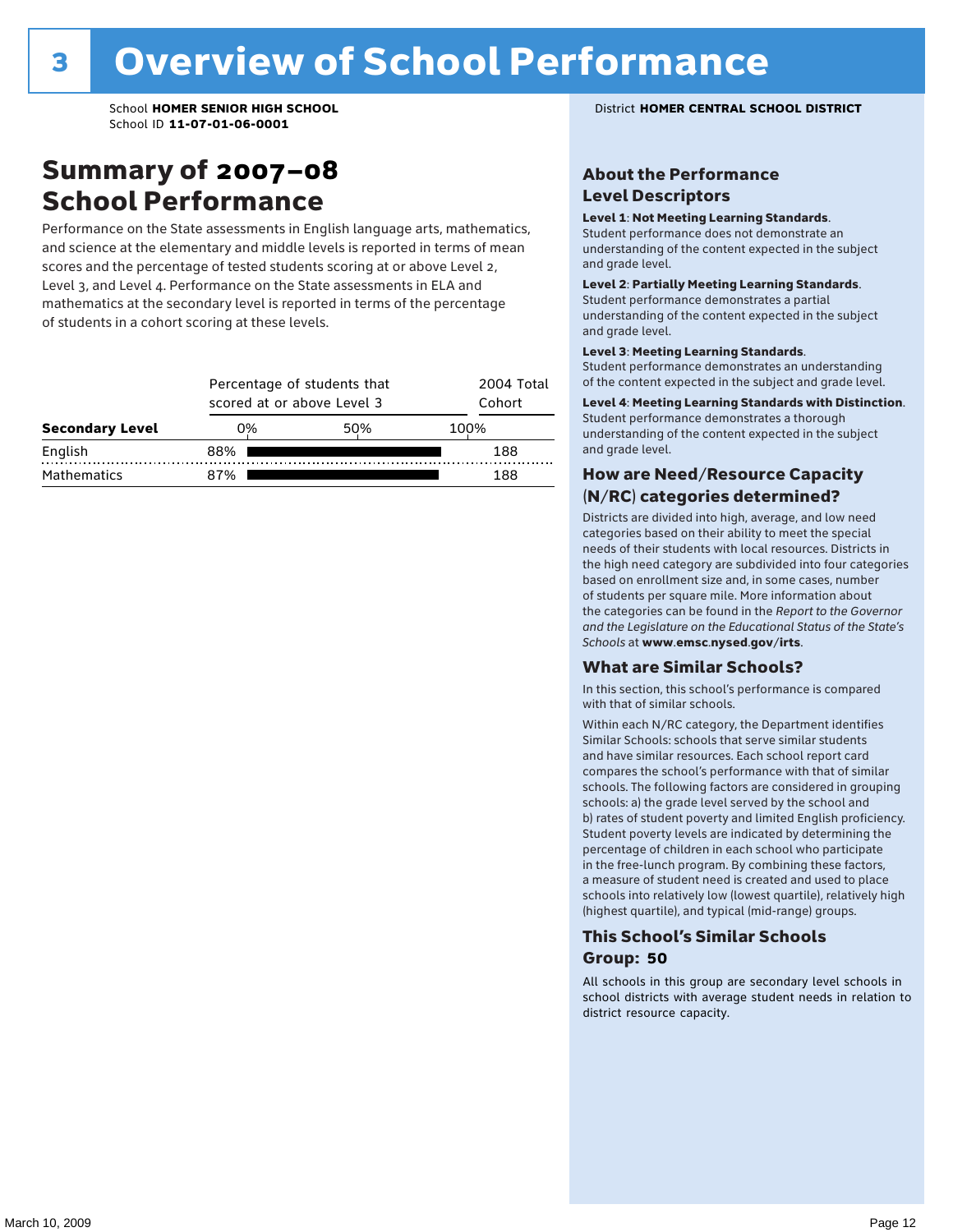# 3 Overview of School Performance

School **HOMER SENIOR HIGH SCHOOL**
School ID **11-07-01-06-0001**

District **HOMER CENTRAL SCHOOL DISTRICT**

## Summary of 2007–08 School Performance

Performance on the State assessments in English language arts, mathematics, and science at the elementary and middle levels is reported in terms of mean scores and the percentage of tested students scoring at or above Level 2, Level 3, and Level 4. Performance on the State assessments in ELA and mathematics at the secondary level is reported in terms of the percentage of students in a cohort scoring at these levels.

| Secondary Level | Percentage of students that scored at or above Level 3 | 2004 Total Cohort |
|---|---|---|
| English | 88% | 188 |
| Mathematics | 87% | 188 |

### About the Performance Level Descriptors

**Level 1**: **Not Meeting Learning Standards**. Student performance does not demonstrate an understanding of the content expected in the subject and grade level.

**Level 2**: **Partially Meeting Learning Standards**. Student performance demonstrates a partial understanding of the content expected in the subject and grade level.

**Level 3**: **Meeting Learning Standards**. Student performance demonstrates an understanding of the content expected in the subject and grade level.

**Level 4**: **Meeting Learning Standards with Distinction**. Student performance demonstrates a thorough understanding of the content expected in the subject and grade level.

### How are Need/Resource Capacity (N/RC) categories determined?

Districts are divided into high, average, and low need categories based on their ability to meet the special needs of their students with local resources. Districts in the high need category are subdivided into four categories based on enrollment size and, in some cases, number of students per square mile. More information about the categories can be found in the *Report to the Governor and the Legislature on the Educational Status of the State's Schools* at **www.emsc.nysed.gov/irts**.

### What are Similar Schools?

In this section, this school's performance is compared with that of similar schools.

Within each N/RC category, the Department identifies Similar Schools: schools that serve similar students and have similar resources. Each school report card compares the school's performance with that of similar schools. The following factors are considered in grouping schools: a) the grade level served by the school and b) rates of student poverty and limited English proficiency. Student poverty levels are indicated by determining the percentage of children in each school who participate in the free-lunch program. By combining these factors, a measure of student need is created and used to place schools into relatively low (lowest quartile), relatively high (highest quartile), and typical (mid-range) groups.

### This School's Similar Schools Group: 50

All schools in this group are secondary level schools in school districts with average student needs in relation to district resource capacity.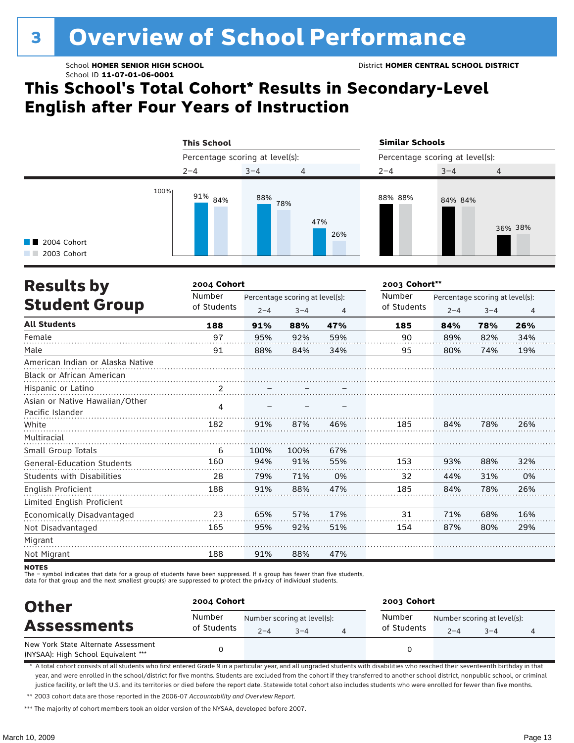# 3 Overview of School Performance

School **HOMER SENIOR HIGH SCHOOL** District **HOMER CENTRAL SCHOOL DISTRICT**
School ID **11-07-01-06-0001**

## This School's Total Cohort* Results in Secondary-Level English after Four Years of Instruction

| | This School | | | Similar Schools | | |
|---|---|---|---|---|---|---|
| Percentage scoring at level(s): | 2–4 | 3–4 | 4 | 2–4 | 3–4 | 4 |
| 2004 Cohort | 91% | 88% | 47% | 88% | 84% | 36% |
| 2003 Cohort | 84% | 78% | 26% | 88% | 84% | 38% |

## Results by Student Group

| | 2004 Cohort | | | | 2003 Cohort** | | | |
|---|---|---|---|---|---|---|---|---|
| | Number of Students | Percentage scoring at level(s): 2–4 | 3–4 | 4 | Number of Students | Percentage scoring at level(s): 2–4 | 3–4 | 4 |
| **All Students** | **188** | **91%** | **88%** | **47%** | **185** | **84%** | **78%** | **26%** |
| Female | 97 | 95% | 92% | 59% | 90 | 89% | 82% | 34% |
| Male | 91 | 88% | 84% | 34% | 95 | 80% | 74% | 19% |
| American Indian or Alaska Native | | | | | | | | |
| Black or African American | | | | | | | | |
| Hispanic or Latino | 2 | – | – | – | | | | |
| Asian or Native Hawaiian/Other Pacific Islander | 4 | – | – | – | | | | |
| White | 182 | 91% | 87% | 46% | 185 | 84% | 78% | 26% |
| Multiracial | | | | | | | | |
| Small Group Totals | 6 | 100% | 100% | 67% | | | | |
| General-Education Students | 160 | 94% | 91% | 55% | 153 | 93% | 88% | 32% |
| Students with Disabilities | 28 | 79% | 71% | 0% | 32 | 44% | 31% | 0% |
| English Proficient | 188 | 91% | 88% | 47% | 185 | 84% | 78% | 26% |
| Limited English Proficient | | | | | | | | |
| Economically Disadvantaged | 23 | 65% | 57% | 17% | 31 | 71% | 68% | 16% |
| Not Disadvantaged | 165 | 95% | 92% | 51% | 154 | 87% | 80% | 29% |
| Migrant | | | | | | | | |
| Not Migrant | 188 | 91% | 88% | 47% | | | | |

**NOTES**
The – symbol indicates that data for a group of students have been suppressed. If a group has fewer than five students, data for that group and the next smallest group(s) are suppressed to protect the privacy of individual students.

## Other Assessments

| | 2004 Cohort | | | | 2003 Cohort | | | |
|---|---|---|---|---|---|---|---|---|
| | Number of Students | Number scoring at level(s): 2–4 | 3–4 | 4 | Number of Students | Number scoring at level(s): 2–4 | 3–4 | 4 |
| New York State Alternate Assessment (NYSAA): High School Equivalent *** | 0 | | | | 0 | | | |

\* A total cohort consists of all students who first entered Grade 9 in a particular year, and all ungraded students with disabilities who reached their seventeenth birthday in that year, and were enrolled in the school/district for five months. Students are excluded from the cohort if they transferred to another school district, nonpublic school, or criminal justice facility, or left the U.S. and its territories or died before the report date. Statewide total cohort also includes students who were enrolled for fewer than five months.

\** 2003 cohort data are those reported in the 2006-07 *Accountability and Overview Report*.

\*** The majority of cohort members took an older version of the NYSAA, developed before 2007.

March 10, 2009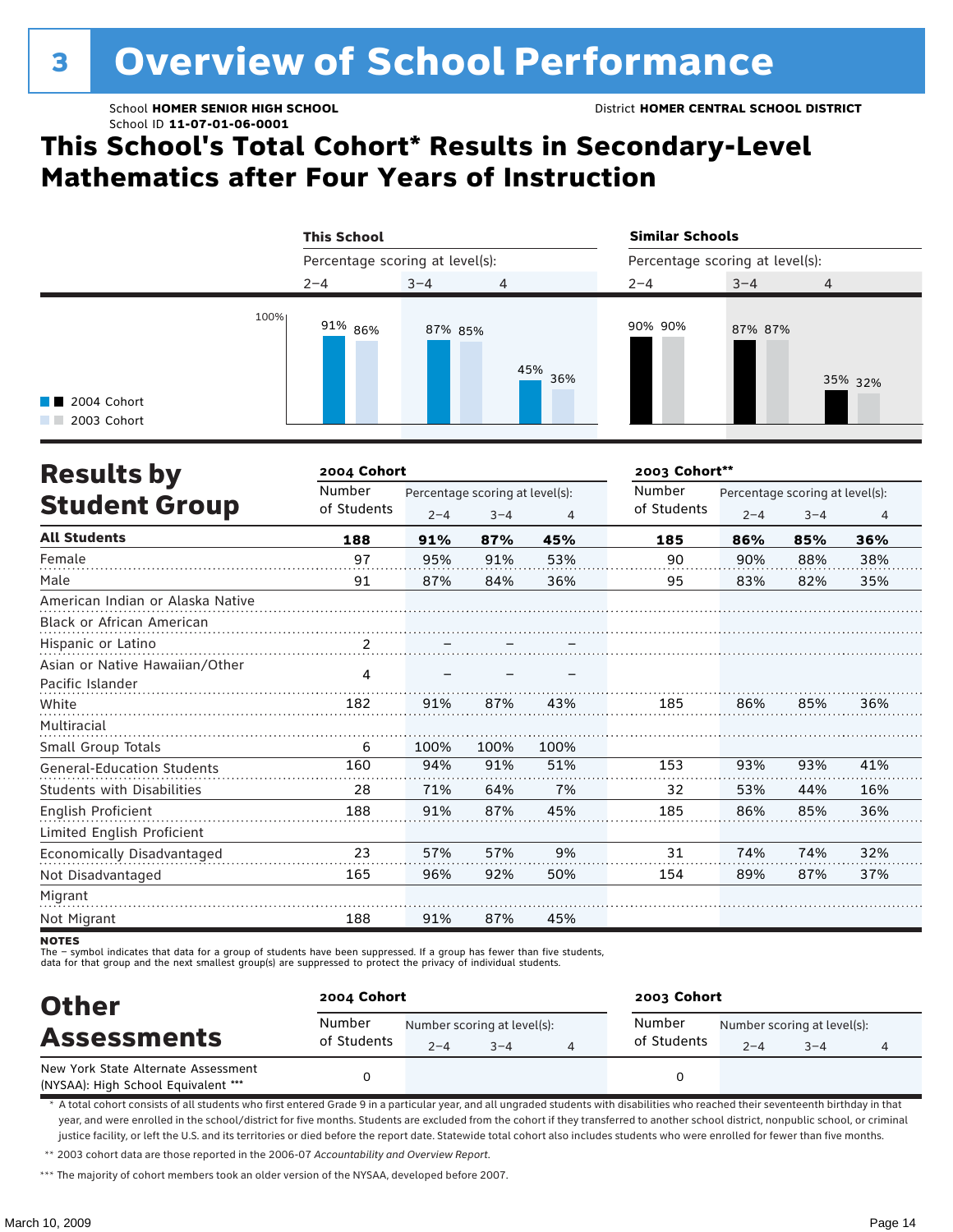# 3 Overview of School Performance

School **HOMER SENIOR HIGH SCHOOL**
School ID **11-07-01-06-0001**
District **HOMER CENTRAL SCHOOL DISTRICT**

## This School's Total Cohort* Results in Secondary-Level Mathematics after Four Years of Instruction

This School
Percentage scoring at level(s):
2–4 3–4 4
100%
91% 86%
87% 85%
45% 36%

Similar Schools
Percentage scoring at level(s):
2–4 3–4 4
90% 90%
87% 87%
35% 32%

2004 Cohort
2003 Cohort

## Results by Student Group

| | 2004 Cohort | | | | 2003 Cohort** | | | |
|---|---|---|---|---|---|---|---|---|
| | Number of Students | Percentage scoring at level(s): 2–4 | 3–4 | 4 | Number of Students | Percentage scoring at level(s): 2–4 | 3–4 | 4 |
| **All Students** | **188** | **91%** | **87%** | **45%** | **185** | **86%** | **85%** | **36%** |
| Female | 97 | 95% | 91% | 53% | 90 | 90% | 88% | 38% |
| Male | 91 | 87% | 84% | 36% | 95 | 83% | 82% | 35% |
| American Indian or Alaska Native | | | | | | | | |
| Black or African American | | | | | | | | |
| Hispanic or Latino | 2 | – | – | – | | | | |
| Asian or Native Hawaiian/Other Pacific Islander | 4 | – | – | – | | | | |
| White | 182 | 91% | 87% | 43% | 185 | 86% | 85% | 36% |
| Multiracial | | | | | | | | |
| Small Group Totals | 6 | 100% | 100% | 100% | | | | |
| General-Education Students | 160 | 94% | 91% | 51% | 153 | 93% | 93% | 41% |
| Students with Disabilities | 28 | 71% | 64% | 7% | 32 | 53% | 44% | 16% |
| English Proficient | 188 | 91% | 87% | 45% | 185 | 86% | 85% | 36% |
| Limited English Proficient | | | | | | | | |
| Economically Disadvantaged | 23 | 57% | 57% | 9% | 31 | 74% | 74% | 32% |
| Not Disadvantaged | 165 | 96% | 92% | 50% | 154 | 89% | 87% | 37% |
| Migrant | | | | | | | | |
| Not Migrant | 188 | 91% | 87% | 45% | | | | |

**NOTES**
The – symbol indicates that data for a group of students have been suppressed. If a group has fewer than five students, data for that group and the next smallest group(s) are suppressed to protect the privacy of individual students.

## Other Assessments

| | 2004 Cohort | | | | 2003 Cohort | | | |
|---|---|---|---|---|---|---|---|---|
| | Number of Students | Number scoring at level(s): 2–4 | 3–4 | 4 | Number of Students | Number scoring at level(s): 2–4 | 3–4 | 4 |
| New York State Alternate Assessment (NYSAA): High School Equivalent *** | 0 | | | | 0 | | | |

\* A total cohort consists of all students who first entered Grade 9 in a particular year, and all ungraded students with disabilities who reached their seventeenth birthday in that year, and were enrolled in the school/district for five months. Students are excluded from the cohort if they transferred to another school district, nonpublic school, or criminal justice facility, or left the U.S. and its territories or died before the report date. Statewide total cohort also includes students who were enrolled for fewer than five months.

** 2003 cohort data are those reported in the 2006-07 *Accountability and Overview Report*.

*** The majority of cohort members took an older version of the NYSAA, developed before 2007.

March 10, 2009